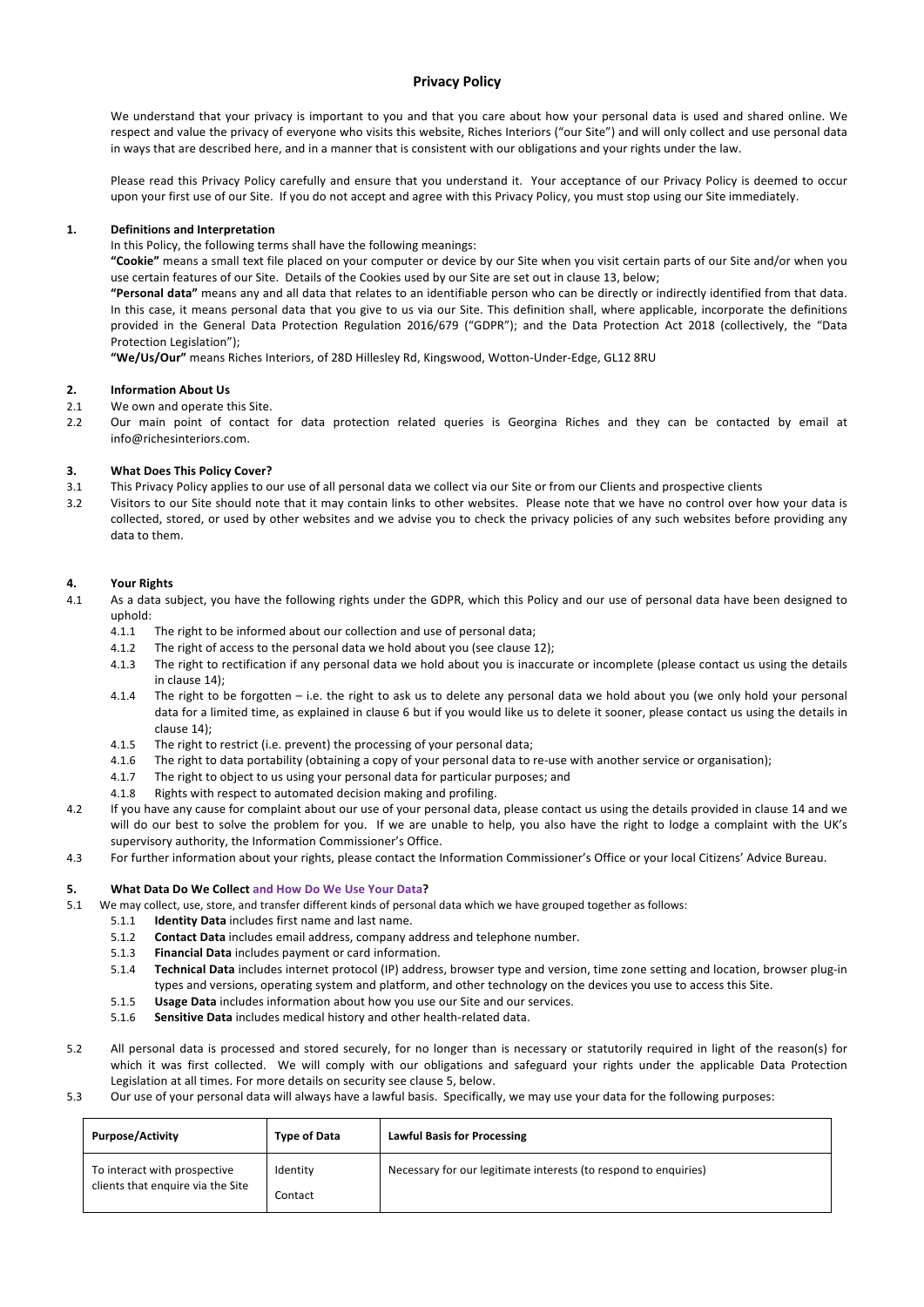# Privacy Policy

We understand that your privacy is important to you and that you care about how your personal data is used and shared online. We respect and value the privacy of everyone who visits this website, Riches Interiors ("our Site") and will only collect and use personal data in ways that are described here, and in a manner that is consistent with our obligations and your rights under the law.

Please read this Privacy Policy carefully and ensure that you understand it. Your acceptance of our Privacy Policy is deemed to occur upon your first use of our Site. If you do not accept and agree with this Privacy Policy, you must stop using our Site immediately.

## 1. Definitions and Interpretation

In this Policy, the following terms shall have the following meanings:

**"Cookie"** means a small text file placed on your computer or device by our Site when you visit certain parts of our Site and/or when you use certain features of our Site. Details of the Cookies used by our Site are set out in clause 13, below;

**"Personal data"** means any and all data that relates to an identifiable person who can be directly or indirectly identified from that data. In this case, it means personal data that you give to us via our Site. This definition shall, where applicable, incorporate the definitions provided in the General Data Protection Regulation 2016/679 ("GDPR"); and the Data Protection Act 2018 (collectively, the "Data Protection Legislation");

**"We/Us/Our"** means Riches Interiors, of 28D Hillesley Rd, Kingswood, Wotton-Under-Edge, GL12 8RU

## 2. Information About Us

2.1 We own and operate this Site.

2.2 Our main point of contact for data protection related queries is Georgina Riches and they can be contacted by email at info@richesinteriors.com.

## 3. What Does This Policy Cover?

3.1 This Privacy Policy applies to our use of all personal data we collect via our Site or from our Clients and prospective clients

3.2 Visitors to our Site should note that it may contain links to other websites. Please note that we have no control over how your data is collected, stored, or used by other websites and we advise you to check the privacy policies of any such websites before providing any data to them.

## 4. Your Rights

4.1 As a data subject, you have the following rights under the GDPR, which this Policy and our use of personal data have been designed to uphold:

- 4.1.1 The right to be informed about our collection and use of personal data;
- 4.1.2 The right of access to the personal data we hold about you (see clause 12);
- 4.1.3 The right to rectification if any personal data we hold about you is inaccurate or incomplete (please contact us using the details in clause 14);
- 4.1.4 The right to be forgotten – i.e. the right to ask us to delete any personal data we hold about you (we only hold your personal data for a limited time, as explained in clause 6 but if you would like us to delete it sooner, please contact us using the details in clause 14);
- 4.1.5 The right to restrict (i.e. prevent) the processing of your personal data;
- 4.1.6 The right to data portability (obtaining a copy of your personal data to re-use with another service or organisation);
- 4.1.7 The right to object to us using your personal data for particular purposes; and
- 4.1.8 Rights with respect to automated decision making and profiling.

4.2 If you have any cause for complaint about our use of your personal data, please contact us using the details provided in clause 14 and we will do our best to solve the problem for you. If we are unable to help, you also have the right to lodge a complaint with the UK's supervisory authority, the Information Commissioner's Office.

4.3 For further information about your rights, please contact the Information Commissioner's Office or your local Citizens' Advice Bureau.

## 5. What Data Do We Collect and How Do We Use Your Data?

5.1 We may collect, use, store, and transfer different kinds of personal data which we have grouped together as follows:

- 5.1.1 **Identity Data** includes first name and last name.
- 5.1.2 **Contact Data** includes email address, company address and telephone number.
- 5.1.3 **Financial Data** includes payment or card information.
- 5.1.4 **Technical Data** includes internet protocol (IP) address, browser type and version, time zone setting and location, browser plug-in types and versions, operating system and platform, and other technology on the devices you use to access this Site.
- 5.1.5 **Usage Data** includes information about how you use our Site and our services.
- 5.1.6 **Sensitive Data** includes medical history and other health-related data.

5.2 All personal data is processed and stored securely, for no longer than is necessary or statutorily required in light of the reason(s) for which it was first collected. We will comply with our obligations and safeguard your rights under the applicable Data Protection Legislation at all times. For more details on security see clause 5, below.

5.3 Our use of your personal data will always have a lawful basis. Specifically, we may use your data for the following purposes:

| Purpose/Activity | Type of Data | Lawful Basis for Processing |
|---|---|---|
| To interact with prospective clients that enquire via the Site | Identity<br>Contact | Necessary for our legitimate interests (to respond to enquiries) |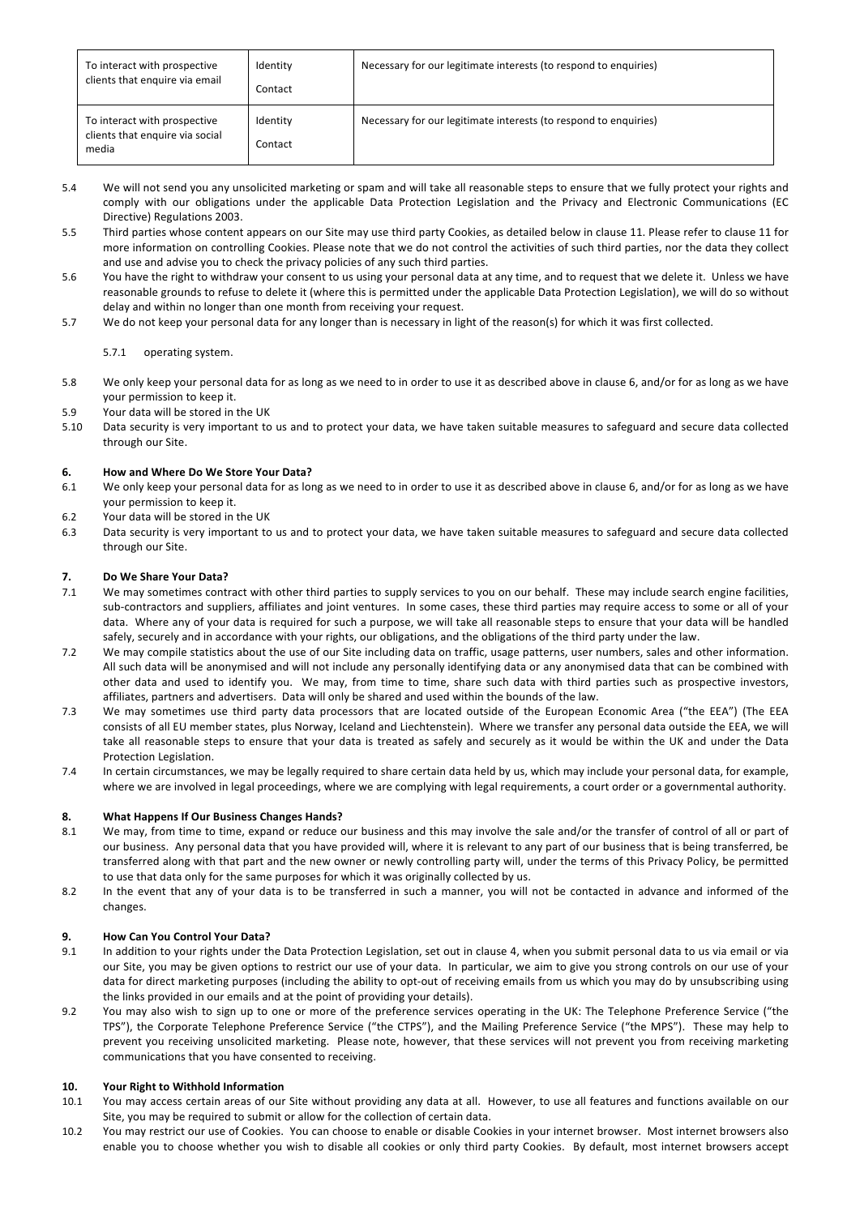| To interact with prospective clients that enquire via email | Identity<br>Contact | Necessary for our legitimate interests (to respond to enquiries) |
|---|---|---|
| To interact with prospective clients that enquire via social media | Identity<br>Contact | Necessary for our legitimate interests (to respond to enquiries) |

5.4 We will not send you any unsolicited marketing or spam and will take all reasonable steps to ensure that we fully protect your rights and comply with our obligations under the applicable Data Protection Legislation and the Privacy and Electronic Communications (EC Directive) Regulations 2003.

5.5 Third parties whose content appears on our Site may use third party Cookies, as detailed below in clause 11. Please refer to clause 11 for more information on controlling Cookies. Please note that we do not control the activities of such third parties, nor the data they collect and use and advise you to check the privacy policies of any such third parties.

5.6 You have the right to withdraw your consent to us using your personal data at any time, and to request that we delete it. Unless we have reasonable grounds to refuse to delete it (where this is permitted under the applicable Data Protection Legislation), we will do so without delay and within no longer than one month from receiving your request.

5.7 We do not keep your personal data for any longer than is necessary in light of the reason(s) for which it was first collected.

5.7.1 operating system.

5.8 We only keep your personal data for as long as we need to in order to use it as described above in clause 6, and/or for as long as we have your permission to keep it.

5.9 Your data will be stored in the UK

5.10 Data security is very important to us and to protect your data, we have taken suitable measures to safeguard and secure data collected through our Site.

## 6. How and Where Do We Store Your Data?

6.1 We only keep your personal data for as long as we need to in order to use it as described above in clause 6, and/or for as long as we have your permission to keep it.

6.2 Your data will be stored in the UK

6.3 Data security is very important to us and to protect your data, we have taken suitable measures to safeguard and secure data collected through our Site.

## 7. Do We Share Your Data?

7.1 We may sometimes contract with other third parties to supply services to you on our behalf. These may include search engine facilities, sub-contractors and suppliers, affiliates and joint ventures. In some cases, these third parties may require access to some or all of your data. Where any of your data is required for such a purpose, we will take all reasonable steps to ensure that your data will be handled safely, securely and in accordance with your rights, our obligations, and the obligations of the third party under the law.

7.2 We may compile statistics about the use of our Site including data on traffic, usage patterns, user numbers, sales and other information. All such data will be anonymised and will not include any personally identifying data or any anonymised data that can be combined with other data and used to identify you. We may, from time to time, share such data with third parties such as prospective investors, affiliates, partners and advertisers. Data will only be shared and used within the bounds of the law.

7.3 We may sometimes use third party data processors that are located outside of the European Economic Area ("the EEA") (The EEA consists of all EU member states, plus Norway, Iceland and Liechtenstein). Where we transfer any personal data outside the EEA, we will take all reasonable steps to ensure that your data is treated as safely and securely as it would be within the UK and under the Data Protection Legislation.

7.4 In certain circumstances, we may be legally required to share certain data held by us, which may include your personal data, for example, where we are involved in legal proceedings, where we are complying with legal requirements, a court order or a governmental authority.

## 8. What Happens If Our Business Changes Hands?

8.1 We may, from time to time, expand or reduce our business and this may involve the sale and/or the transfer of control of all or part of our business. Any personal data that you have provided will, where it is relevant to any part of our business that is being transferred, be transferred along with that part and the new owner or newly controlling party will, under the terms of this Privacy Policy, be permitted to use that data only for the same purposes for which it was originally collected by us.

8.2 In the event that any of your data is to be transferred in such a manner, you will not be contacted in advance and informed of the changes.

## 9. How Can You Control Your Data?

9.1 In addition to your rights under the Data Protection Legislation, set out in clause 4, when you submit personal data to us via email or via our Site, you may be given options to restrict our use of your data. In particular, we aim to give you strong controls on our use of your data for direct marketing purposes (including the ability to opt-out of receiving emails from us which you may do by unsubscribing using the links provided in our emails and at the point of providing your details).

9.2 You may also wish to sign up to one or more of the preference services operating in the UK: The Telephone Preference Service ("the TPS"), the Corporate Telephone Preference Service ("the CTPS"), and the Mailing Preference Service ("the MPS"). These may help to prevent you receiving unsolicited marketing. Please note, however, that these services will not prevent you from receiving marketing communications that you have consented to receiving.

## 10. Your Right to Withhold Information

10.1 You may access certain areas of our Site without providing any data at all. However, to use all features and functions available on our Site, you may be required to submit or allow for the collection of certain data.

10.2 You may restrict our use of Cookies. You can choose to enable or disable Cookies in your internet browser. Most internet browsers also enable you to choose whether you wish to disable all cookies or only third party Cookies. By default, most internet browsers accept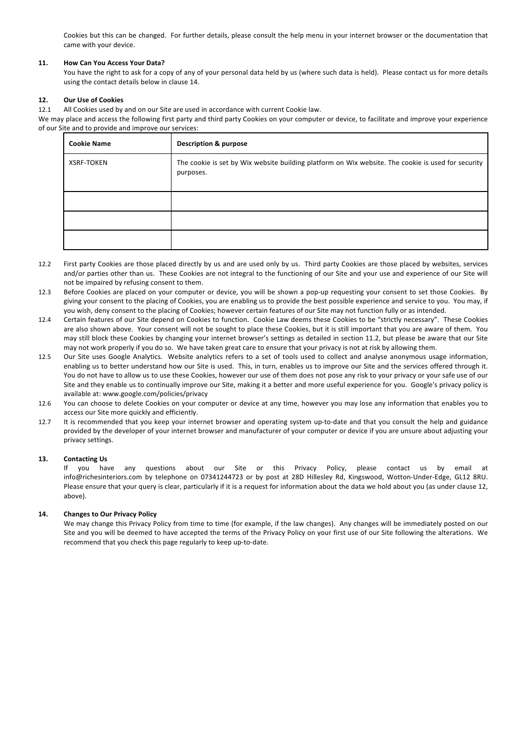Cookies but this can be changed. For further details, please consult the help menu in your internet browser or the documentation that came with your device.

**11. How Can You Access Your Data?**

You have the right to ask for a copy of any of your personal data held by us (where such data is held). Please contact us for more details using the contact details below in clause 14.

**12. Our Use of Cookies**

12.1 All Cookies used by and on our Site are used in accordance with current Cookie law.

We may place and access the following first party and third party Cookies on your computer or device, to facilitate and improve your experience of our Site and to provide and improve our services:

| **Cookie Name** | **Description & purpose** |
|---|---|
| XSRF-TOKEN | The cookie is set by Wix website building platform on Wix website. The cookie is used for security purposes. |
| | |
| | |
| | |

12.2 First party Cookies are those placed directly by us and are used only by us. Third party Cookies are those placed by websites, services and/or parties other than us. These Cookies are not integral to the functioning of our Site and your use and experience of our Site will not be impaired by refusing consent to them.

12.3 Before Cookies are placed on your computer or device, you will be shown a pop-up requesting your consent to set those Cookies. By giving your consent to the placing of Cookies, you are enabling us to provide the best possible experience and service to you. You may, if you wish, deny consent to the placing of Cookies; however certain features of our Site may not function fully or as intended.

12.4 Certain features of our Site depend on Cookies to function. Cookie Law deems these Cookies to be "strictly necessary". These Cookies are also shown above. Your consent will not be sought to place these Cookies, but it is still important that you are aware of them. You may still block these Cookies by changing your internet browser's settings as detailed in section 11.2, but please be aware that our Site may not work properly if you do so. We have taken great care to ensure that your privacy is not at risk by allowing them.

12.5 Our Site uses Google Analytics. Website analytics refers to a set of tools used to collect and analyse anonymous usage information, enabling us to better understand how our Site is used. This, in turn, enables us to improve our Site and the services offered through it. You do not have to allow us to use these Cookies, however our use of them does not pose any risk to your privacy or your safe use of our Site and they enable us to continually improve our Site, making it a better and more useful experience for you. Google's privacy policy is available at: www.google.com/policies/privacy

12.6 You can choose to delete Cookies on your computer or device at any time, however you may lose any information that enables you to access our Site more quickly and efficiently.

12.7 It is recommended that you keep your internet browser and operating system up-to-date and that you consult the help and guidance provided by the developer of your internet browser and manufacturer of your computer or device if you are unsure about adjusting your privacy settings.

**13. Contacting Us**

If you have any questions about our Site or this Privacy Policy, please contact us by email at info@richesinteriors.com by telephone on 07341244723 or by post at 28D Hillesley Rd, Kingswood, Wotton-Under-Edge, GL12 8RU. Please ensure that your query is clear, particularly if it is a request for information about the data we hold about you (as under clause 12, above).

**14. Changes to Our Privacy Policy**

We may change this Privacy Policy from time to time (for example, if the law changes). Any changes will be immediately posted on our Site and you will be deemed to have accepted the terms of the Privacy Policy on your first use of our Site following the alterations. We recommend that you check this page regularly to keep up-to-date.